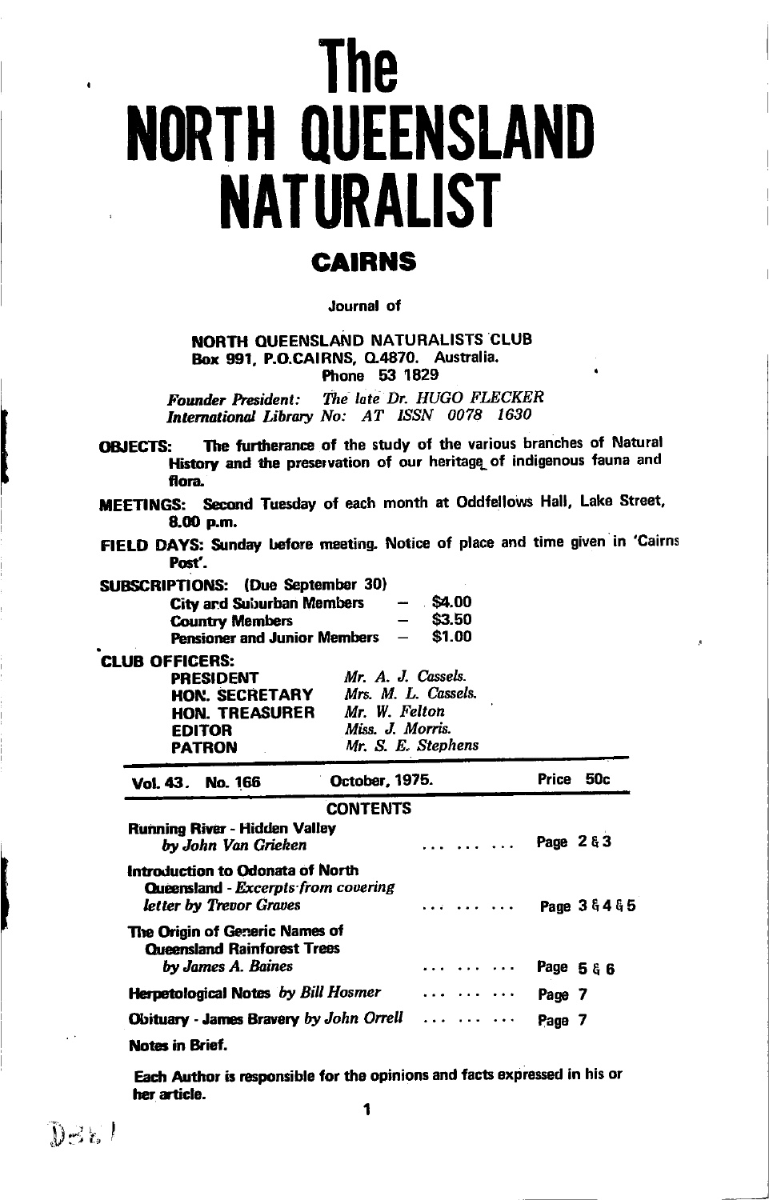# The NORTH QUEENSLAND NATURALIST

## CAIRNS

Journal of

**NORTH QUEENSLAND NATURALISTS CLUB**
**Box 991, P.O.CAIRNS, Q.4870. Australia.**
**Phone 53 1829**

*Founder President: The late Dr. HUGO FLECKER*
*International Library No: AT ISSN 0078 1630*

**OBJECTS:** The furtherance of the study of the various branches of Natural History and the preservation of our heritage of indigenous fauna and flora.

**MEETINGS:** Second Tuesday of each month at Oddfellows Hall, Lake Street, 8.00 p.m.

**FIELD DAYS:** Sunday before meeting. Notice of place and time given in 'Cairns Post'.

**SUBSCRIPTIONS:** (Due September 30)

| | | |
|---|---|---|
| City and Suburban Members | – | $4.00 |
| Country Members | – | $3.50 |
| Pensioner and Junior Members | – | $1.00 |

**CLUB OFFICERS:**

| | |
|---|---|
| PRESIDENT | *Mr. A. J. Cassels.* |
| HON. SECRETARY | *Mrs. M. L. Cassels.* |
| HON. TREASURER | *Mr. W. Felton* |
| EDITOR | *Miss. J. Morris.* |
| PATRON | *Mr. S. E. Stephens* |

**Vol. 43. No. 166** **October, 1975.** **Price 50c**

### CONTENTS

| | |
|---|---|
| **Running River - Hidden Valley** *by John Van Grieken* | Page 2 & 3 |
| **Introduction to Odonata of North Queensland** - *Excerpts from covering letter by Trevor Graves* | Page 3 & 4 & 5 |
| **The Origin of Generic Names of Queensland Rainforest Trees** *by James A. Baines* | Page 5 & 6 |
| **Herpetological Notes** *by Bill Hosmer* | Page 7 |
| **Obituary - James Bravery** *by John Orrell* | Page 7 |
| **Notes in Brief.** | |

**Each Author is responsible for the opinions and facts expressed in his or her article.**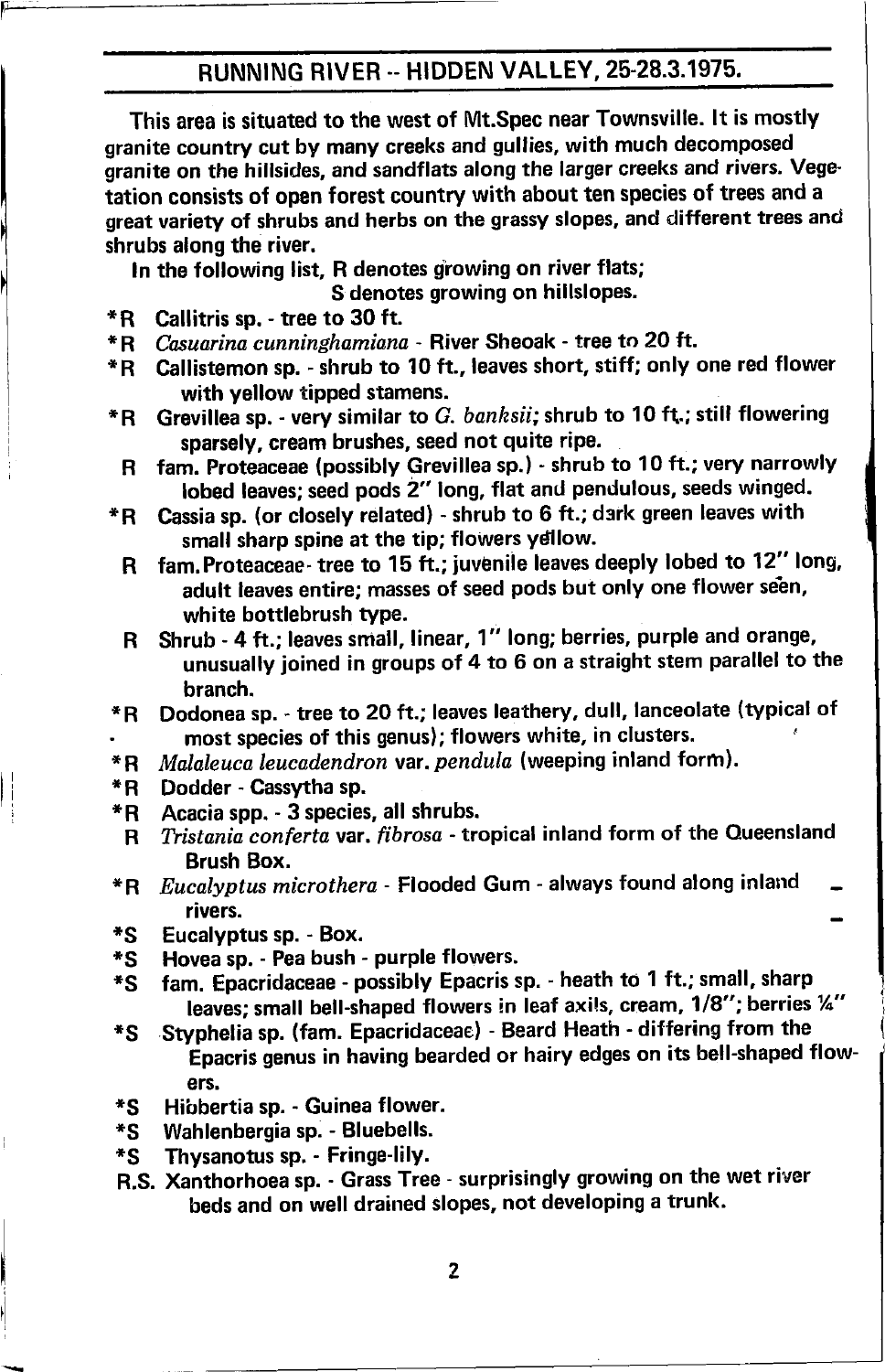## RUNNING RIVER -- HIDDEN VALLEY, 25-28.3.1975.

This area is situated to the west of Mt.Spec near Townsville. It is mostly granite country cut by many creeks and gullies, with much decomposed granite on the hillsides, and sandflats along the larger creeks and rivers. Vegetation consists of open forest country with about ten species of trees and a great variety of shrubs and herbs on the grassy slopes, and different trees and shrubs along the river.

In the following list, R denotes growing on river flats;
S denotes growing on hillslopes.

*R Callitris sp. - tree to 30 ft.
*R *Casuarina cunninghamiana* - River Sheoak - tree to 20 ft.
*R Callistemon sp. - shrub to 10 ft., leaves short, stiff; only one red flower with yellow tipped stamens.
*R Grevillea sp. - very similar to *G. banksii*; shrub to 10 ft.; still flowering sparsely, cream brushes, seed not quite ripe.
R fam. Proteaceae (possibly Grevillea sp.) - shrub to 10 ft.; very narrowly lobed leaves; seed pods 2" long, flat and pendulous, seeds winged.
*R Cassia sp. (or closely related) - shrub to 6 ft.; dark green leaves with small sharp spine at the tip; flowers yellow.
R fam. Proteaceae - tree to 15 ft.; juvenile leaves deeply lobed to 12" long, adult leaves entire; masses of seed pods but only one flower seen, white bottlebrush type.
R Shrub - 4 ft.; leaves small, linear, 1" long; berries, purple and orange, unusually joined in groups of 4 to 6 on a straight stem parallel to the branch.
*R Dodonea sp. - tree to 20 ft.; leaves leathery, dull, lanceolate (typical of most species of this genus); flowers white, in clusters.
*R *Malaleuca leucadendron* var. *pendula* (weeping inland form).
*R Dodder - Cassytha sp.
*R Acacia spp. - 3 species, all shrubs.
R *Tristania conferta* var. *fibrosa* - tropical inland form of the Queensland Brush Box.
*R *Eucalyptus microthera* - Flooded Gum - always found along inland rivers.
*S Eucalyptus sp. - Box.
*S Hovea sp. - Pea bush - purple flowers.
*S fam. Epacridaceae - possibly Epacris sp. - heath to 1 ft.; small, sharp leaves; small bell-shaped flowers in leaf axils, cream, 1/8"; berries ¼"
*S Styphelia sp. (fam. Epacridaceae) - Beard Heath - differing from the Epacris genus in having bearded or hairy edges on its bell-shaped flowers.
*S Hibbertia sp. - Guinea flower.
*S Wahlenbergia sp. - Bluebells.
*S Thysanotus sp. - Fringe-lily.
R.S. Xanthorhoea sp. - Grass Tree - surprisingly growing on the wet river beds and on well drained slopes, not developing a trunk.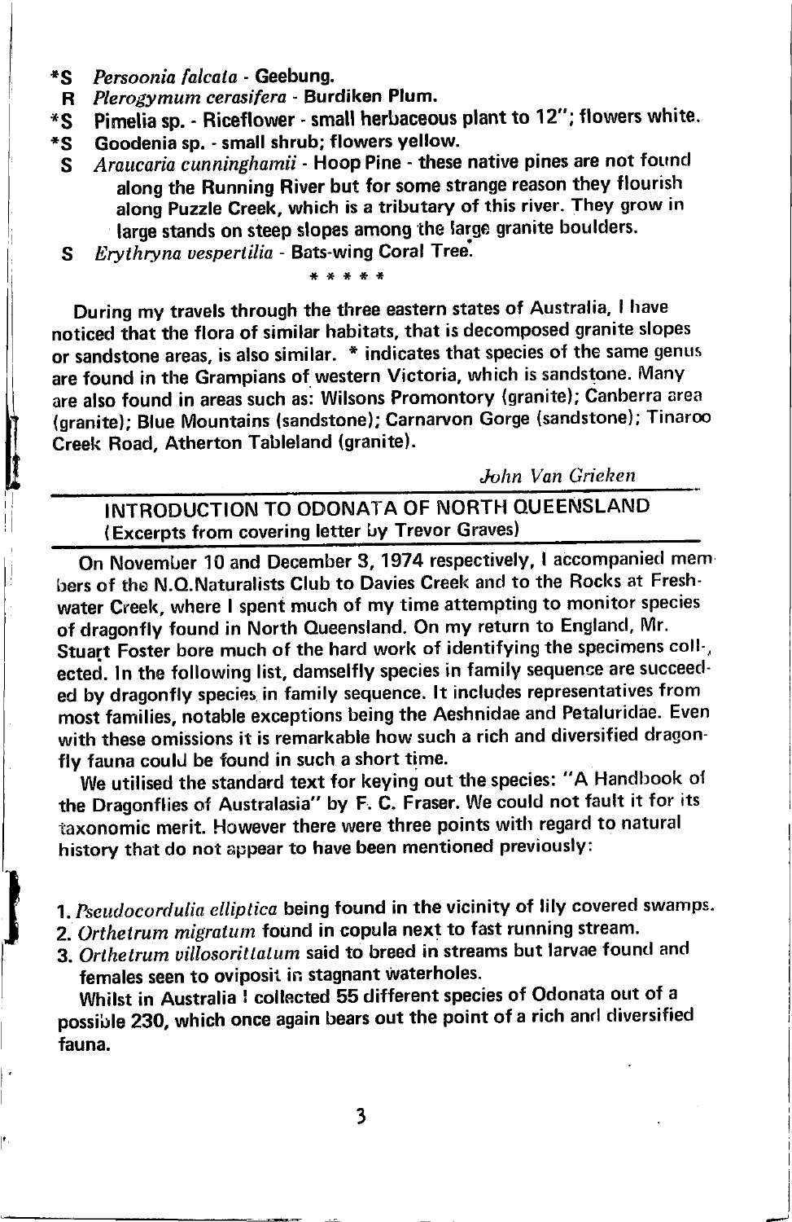*S *Persoonia falcata* - Geebung.

R *Plerogymum cerasifera* - Burdiken Plum.

*S Pimelia sp. - Riceflower - small herbaceous plant to 12"; flowers white.

*S Goodenia sp. - small shrub; flowers yellow.

S *Araucaria cunninghamii* - Hoop Pine - these native pines are not found along the Running River but for some strange reason they flourish along Puzzle Creek, which is a tributary of this river. They grow in large stands on steep slopes among the large granite boulders.

S *Erythryna vespertilia* - Bats-wing Coral Tree.

\* \* \* \* \*

During my travels through the three eastern states of Australia, I have noticed that the flora of similar habitats, that is decomposed granite slopes or sandstone areas, is also similar. * indicates that species of the same genus are found in the Grampians of western Victoria, which is sandstone. Many are also found in areas such as: Wilsons Promontory (granite); Canberra area (granite); Blue Mountains (sandstone); Carnarvon Gorge (sandstone); Tinaroo Creek Road, Atherton Tableland (granite).

*John Van Grieken*

## INTRODUCTION TO ODONATA OF NORTH QUEENSLAND
(Excerpts from covering letter by Trevor Graves)

On November 10 and December 3, 1974 respectively, I accompanied members of the N.Q.Naturalists Club to Davies Creek and to the Rocks at Freshwater Creek, where I spent much of my time attempting to monitor species of dragonfly found in North Queensland. On my return to England, Mr. Stuart Foster bore much of the hard work of identifying the specimens collected. In the following list, damselfly species in family sequence are succeeded by dragonfly species in family sequence. It includes representatives from most families, notable exceptions being the Aeshnidae and Petaluridae. Even with these omissions it is remarkable how such a rich and diversified dragonfly fauna could be found in such a short time.

We utilised the standard text for keying out the species: "A Handbook of the Dragonflies of Australasia" by F. C. Fraser. We could not fault it for its taxonomic merit. However there were three points with regard to natural history that do not appear to have been mentioned previously:

1. *Pseudocordulia elliptica* being found in the vicinity of lily covered swamps.
2. *Orthetrum migratum* found in copula next to fast running stream.
3. *Orthetrum villosorittatum* said to breed in streams but larvae found and females seen to oviposit in stagnant waterholes.

Whilst in Australia I collected 55 different species of Odonata out of a possible 230, which once again bears out the point of a rich and diversified fauna.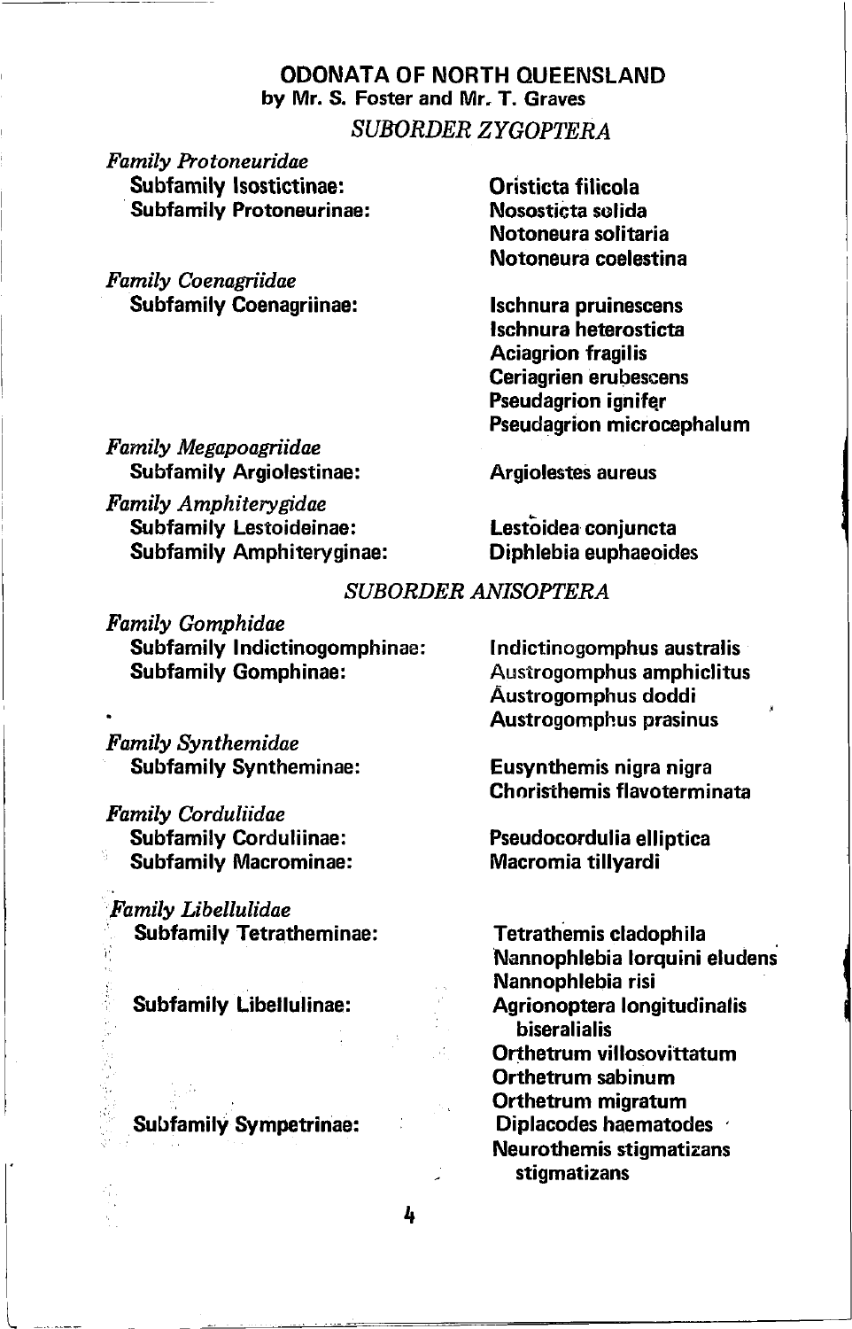# ODONATA OF NORTH QUEENSLAND

by Mr. S. Foster and Mr. T. Graves

## *SUBORDER ZYGOPTERA*

*Family Protoneuridae*

| Subfamily | Species |
| --- | --- |
| **Subfamily Isostictinae:** | **Oristicta filicola** |
| **Subfamily Protoneurinae:** | **Nososticta solida** |
| | **Notoneura solitaria** |
| | **Notoneura coelestina** |

*Family Coenagriidae*

| Subfamily | Species |
| --- | --- |
| **Subfamily Coenagriinae:** | **Ischnura pruinescens** |
| | **Ischnura heterosticta** |
| | **Aciagrion fragilis** |
| | **Ceriagrien erubescens** |
| | **Pseudagrion ignifer** |
| | **Pseudagrion microcephalum** |

*Family Megapoagriidae*

| Subfamily | Species |
| --- | --- |
| **Subfamily Argiolestinae:** | **Argiolestes aureus** |

*Family Amphiterygidae*

| Subfamily | Species |
| --- | --- |
| **Subfamily Lestoideinae:** | **Lestoidea conjuncta** |
| **Subfamily Amphiteryginae:** | **Diphlebia euphaeoides** |

## *SUBORDER ANISOPTERA*

*Family Gomphidae*

| Subfamily | Species |
| --- | --- |
| **Subfamily Indictinogomphinae:** | **Indictinogomphus australis** |
| **Subfamily Gomphinae:** | **Austrogomphus amphiclitus** |
| | **Austrogomphus doddi** |
| | **Austrogomphus prasinus** |

*Family Synthemidae*

| Subfamily | Species |
| --- | --- |
| **Subfamily Syntheminae:** | **Eusynthemis nigra nigra** |
| | **Choristhemis flavoterminata** |

*Family Corduliidae*

| Subfamily | Species |
| --- | --- |
| **Subfamily Corduliinae:** | **Pseudocordulia elliptica** |
| **Subfamily Macrominae:** | **Macromia tillyardi** |

*Family Libellulidae*

| Subfamily | Species |
| --- | --- |
| **Subfamily Tetratheminae:** | **Tetrathemis cladophila** |
| | **Nannophlebia lorquini eludens** |
| | **Nannophlebia risi** |
| **Subfamily Libellulinae:** | **Agrionoptera longitudinalis biseralialis** |
| | **Orthetrum villosovittatum** |
| | **Orthetrum sabinum** |
| | **Orthetrum migratum** |
| **Subfamily Sympetrinae:** | **Diplacodes haematodes** |
| | **Neurothemis stigmatizans stigmatizans** |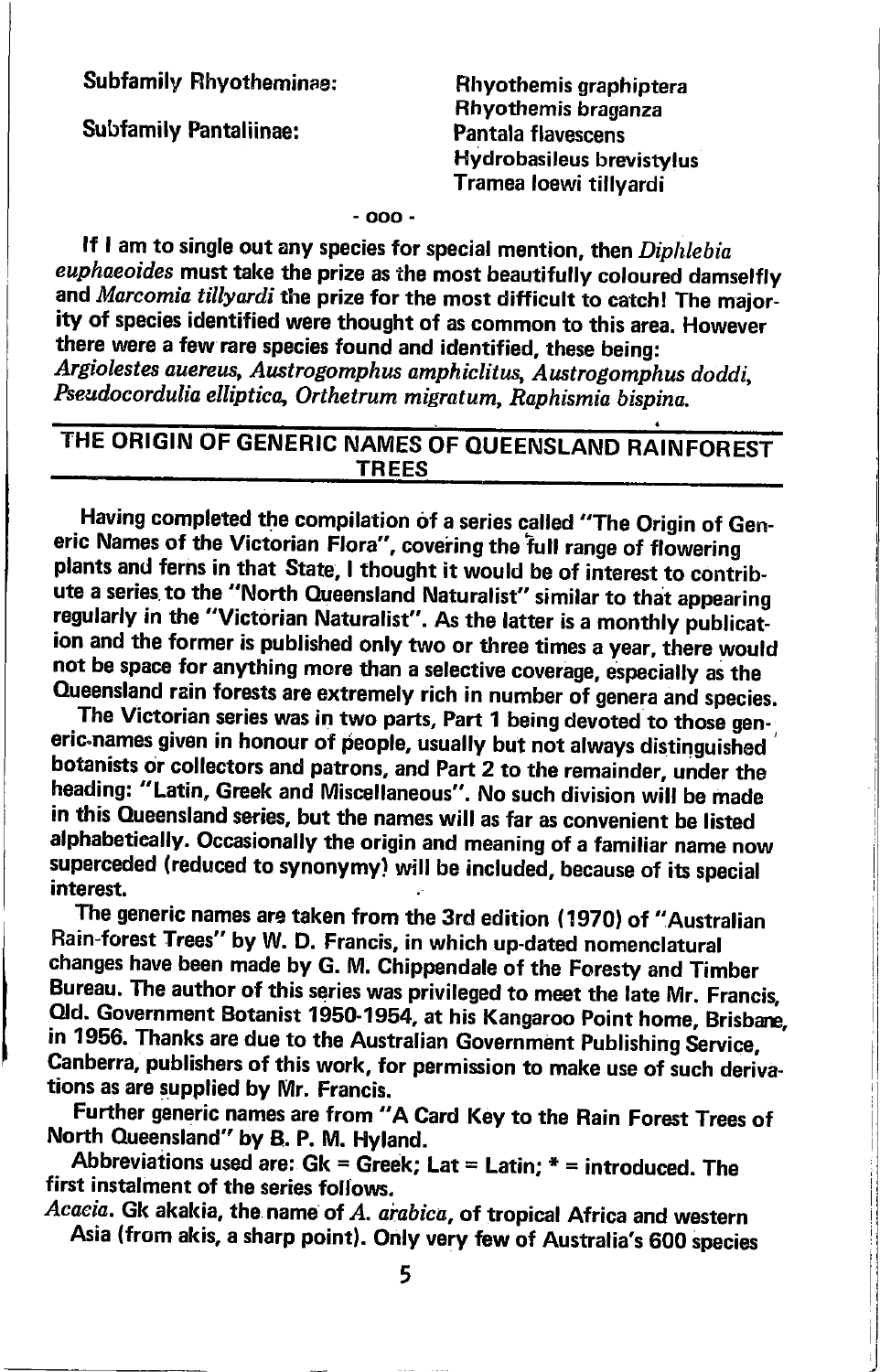| | |
|---|---|
| Subfamily Rhyotheminae: | Rhyothemis graphiptera |
| | Rhyothemis braganza |
| Subfamily Pantaliinae: | Pantala flavescens |
| | Hydrobasileus brevistylus |
| | Tramea loewi tillyardi |

- ooo -

If I am to single out any species for special mention, then *Diphlebia euphaeoides* must take the prize as the most beautifully coloured damselfly and *Marcomia tillyardi* the prize for the most difficult to catch! The majority of species identified were thought of as common to this area. However there were a few rare species found and identified, these being: *Argiolestes auereus, Austrogomphus amphiclitus, Austrogomphus doddi, Pseudocordulia elliptica, Orthetrum migratum, Raphismia bispina.*

## THE ORIGIN OF GENERIC NAMES OF QUEENSLAND RAINFOREST TREES

Having completed the compilation of a series called "The Origin of Generic Names of the Victorian Flora", covering the full range of flowering plants and ferns in that State, I thought it would be of interest to contribute a series to the "North Queensland Naturalist" similar to that appearing regularly in the "Victorian Naturalist". As the latter is a monthly publication and the former is published only two or three times a year, there would not be space for anything more than a selective coverage, especially as the Queensland rain forests are extremely rich in number of genera and species.

The Victorian series was in two parts, Part 1 being devoted to those generic names given in honour of people, usually but not always distinguished botanists or collectors and patrons, and Part 2 to the remainder, under the heading: "Latin, Greek and Miscellaneous". No such division will be made in this Queensland series, but the names will as far as convenient be listed alphabetically. Occasionally the origin and meaning of a familiar name now superceded (reduced to synonymy) will be included, because of its special interest.

The generic names are taken from the 3rd edition (1970) of "Australian Rain-forest Trees" by W. D. Francis, in which up-dated nomenclatural changes have been made by G. M. Chippendale of the Foresty and Timber Bureau. The author of this series was privileged to meet the late Mr. Francis, Qld. Government Botanist 1950-1954, at his Kangaroo Point home, Brisbane, in 1956. Thanks are due to the Australian Government Publishing Service, Canberra, publishers of this work, for permission to make use of such derivations as are supplied by Mr. Francis.

Further generic names are from "A Card Key to the Rain Forest Trees of North Queensland" by B. P. M. Hyland.

Abbreviations used are: Gk = Greek; Lat = Latin; * = introduced. The first instalment of the series follows.

*Acacia*. Gk akakia, the name of *A. arabica*, of tropical Africa and western Asia (from akis, a sharp point). Only very few of Australia's 600 species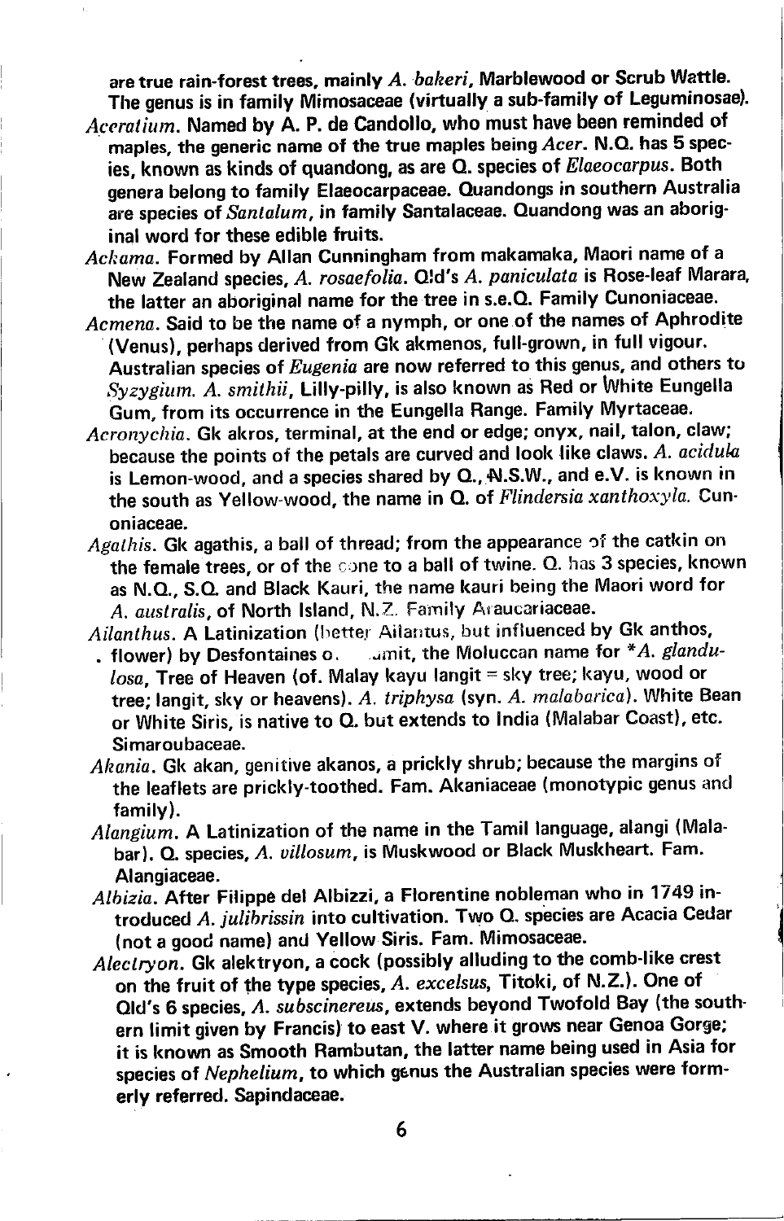are true rain-forest trees, mainly *A. bakeri*, Marblewood or Scrub Wattle. The genus is in family Mimosaceae (virtually a sub-family of Leguminosae).

*Aceratium*. Named by A. P. de Candollo, who must have been reminded of maples, the generic name of the true maples being *Acer*. N.Q. has 5 species, known as kinds of quandong, as are Q. species of *Elaeocarpus*. Both genera belong to family Elaeocarpaceae. Quandongs in southern Australia are species of *Santalum*, in family Santalaceae. Quandong was an aboriginal word for these edible fruits.

*Ackama*. Formed by Allan Cunningham from makamaka, Maori name of a New Zealand species, *A. rosaefolia*. Qld's *A. paniculata* is Rose-leaf Marara, the latter an aboriginal name for the tree in s.e.Q. Family Cunoniaceae.

*Acmena*. Said to be the name of a nymph, or one of the names of Aphrodite (Venus), perhaps derived from Gk akmenos, full-grown, in full vigour. Australian species of *Eugenia* are now referred to this genus, and others to *Syzygium*. *A. smithii*, Lilly-pilly, is also known as Red or White Eungella Gum, from its occurrence in the Eungella Range. Family Myrtaceae.

*Acronychia*. Gk akros, terminal, at the end or edge; onyx, nail, talon, claw; because the points of the petals are curved and look like claws. *A. acidula* is Lemon-wood, and a species shared by Q., N.S.W., and e.V. is known in the south as Yellow-wood, the name in Q. of *Flindersia xanthoxyla*. Cunoniaceae.

*Agathis*. Gk agathis, a ball of thread; from the appearance of the catkin on the female trees, or of the cone to a ball of twine. Q. has 3 species, known as N.Q., S.Q. and Black Kauri, the name kauri being the Maori word for *A. australis*, of North Island, N.Z. Family Araucariaceae.

*Ailanthus*. A Latinization (better Ailantus, but influenced by Gk anthos, flower) by Desfontaines o. ...mit, the Moluccan name for **A. glandulosa*, Tree of Heaven (cf. Malay kayu langit = sky tree; kayu, wood or tree; langit, sky or heavens). *A. triphysa* (syn. *A. malabarica*). White Bean or White Siris, is native to Q. but extends to India (Malabar Coast), etc. Simaroubaceae.

*Akania*. Gk akan, genitive akanos, a prickly shrub; because the margins of the leaflets are prickly-toothed. Fam. Akaniaceae (monotypic genus and family).

*Alangium*. A Latinization of the name in the Tamil language, alangi (Malabar). Q. species, *A. villosum*, is Muskwood or Black Muskheart. Fam. Alangiaceae.

*Albizia*. After Filippe del Albizzi, a Florentine nobleman who in 1749 introduced *A. julibrissin* into cultivation. Two Q. species are Acacia Cedar (not a good name) and Yellow Siris. Fam. Mimosaceae.

*Alectryon*. Gk alektryon, a cock (possibly alluding to the comb-like crest on the fruit of the type species, *A. excelsus*, Titoki, of N.Z.). One of Qld's 6 species, *A. subscinereus*, extends beyond Twofold Bay (the southern limit given by Francis) to east V. where it grows near Genoa Gorge; it is known as Smooth Rambutan, the latter name being used in Asia for species of *Nephelium*, to which genus the Australian species were formerly referred. Sapindaceae.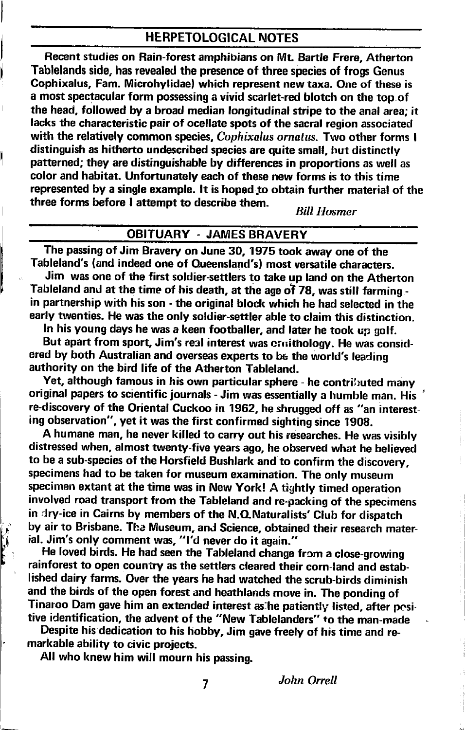## HERPETOLOGICAL NOTES

Recent studies on Rain-forest amphibians on Mt. Bartle Frere, Atherton Tablelands side, has revealed the presence of three species of frogs Genus Cophixalus, Fam. Microhylidae) which represent new taxa. One of these is a most spectacular form possessing a vivid scarlet-red blotch on the top of the head, followed by a broad median longitudinal stripe to the anal area; it lacks the characteristic pair of ocellate spots of the sacral region associated with the relatively common species, *Cophixalus ornatus.* Two other forms I distinguish as hitherto undescribed species are quite small, but distinctly patterned; they are distinguishable by differences in proportions as well as color and habitat. Unfortunately each of these new forms is to this time represented by a single example. It is hoped to obtain further material of the three forms before I attempt to describe them.

*Bill Hosmer*

## OBITUARY - JAMES BRAVERY

The passing of Jim Bravery on June 30, 1975 took away one of the Tableland's (and indeed one of Queensland's) most versatile characters.

Jim was one of the first soldier-settlers to take up land on the Atherton Tableland and at the time of his death, at the age of 78, was still farming - in partnership with his son - the original block which he had selected in the early twenties. He was the only soldier-settler able to claim this distinction.

In his young days he was a keen footballer, and later he took up golf.

But apart from sport, Jim's real interest was ornithology. He was considered by both Australian and overseas experts to be the world's leading authority on the bird life of the Atherton Tableland.

Yet, although famous in his own particular sphere - he contributed many original papers to scientific journals - Jim was essentially a humble man. His re-discovery of the Oriental Cuckoo in 1962, he shrugged off as "an interesting observation", yet it was the first confirmed sighting since 1908.

A humane man, he never killed to carry out his researches. He was visibly distressed when, almost twenty-five years ago, he observed what he believed to be a sub-species of the Horsfield Bushlark and to confirm the discovery, specimens had to be taken for museum examination. The only museum specimen extant at the time was in New York! A tightly timed operation involved road transport from the Tableland and re-packing of the specimens in dry-ice in Cairns by members of the N.Q.Naturalists' Club for dispatch by air to Brisbane. The Museum, and Science, obtained their research material. Jim's only comment was, "I'd never do it again."

He loved birds. He had seen the Tableland change from a close-growing rainforest to open country as the settlers cleared their corn-land and established dairy farms. Over the years he had watched the scrub-birds diminish and the birds of the open forest and heathlands move in. The ponding of Tinaroo Dam gave him an extended interest as he patiently listed, after positive identification, the advent of the "New Tablelanders" to the man-made

Despite his dedication to his hobby, Jim gave freely of his time and remarkable ability to civic projects.

All who knew him will mourn his passing.

*John Orrell*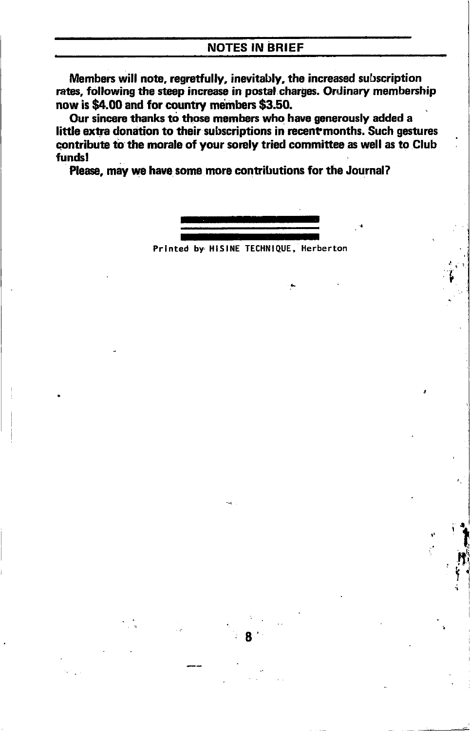## NOTES IN BRIEF

**Members will note, regretfully, inevitably, the increased subscription rates, following the steep increase in postal charges. Ordinary membership now is $4.00 and for country members $3.50.**

**Our sincere thanks to those members who have generously added a little extra donation to their subscriptions in recent months. Such gestures contribute to the morale of your sorely tried committee as well as to Club funds!**

**Please, may we have some more contributions for the Journal?**

---

Printed by HISINE TECHNIQUE, Herberton